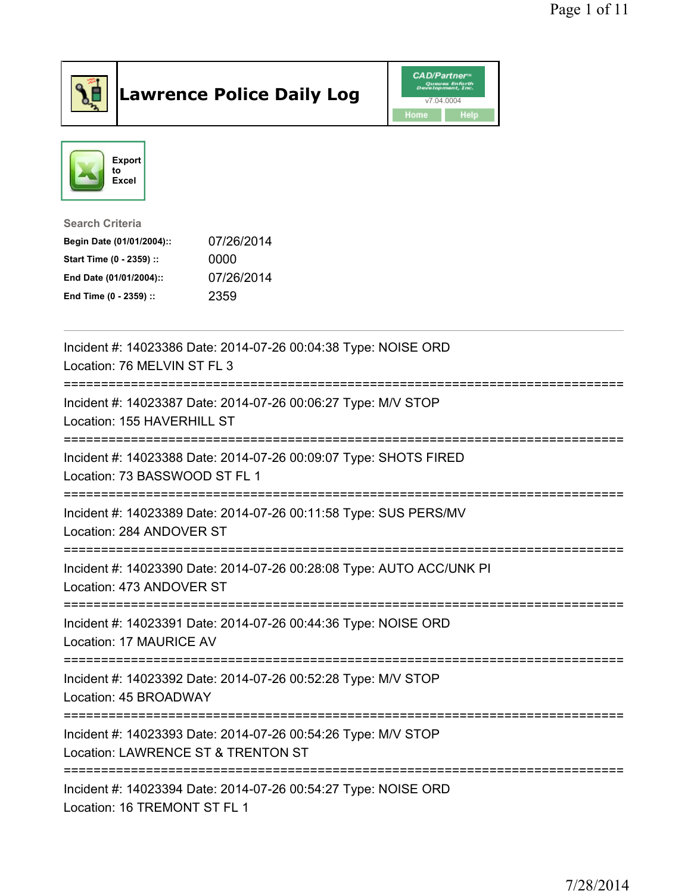# Lawrence Police Daily Log

Export to Excel

**Search Criteria**

| | |
|---|---|
| **Begin Date (01/01/2004)::** | 07/26/2014 |
| **Start Time (0 - 2359) ::** | 0000 |
| **End Date (01/01/2004)::** | 07/26/2014 |
| **End Time (0 - 2359) ::** | 2359 |

---

Incident #: 14023386 Date: 2014-07-26 00:04:38 Type: NOISE ORD
Location: 76 MELVIN ST FL 3

===========================================================================

Incident #: 14023387 Date: 2014-07-26 00:06:27 Type: M/V STOP
Location: 155 HAVERHILL ST

===========================================================================

Incident #: 14023388 Date: 2014-07-26 00:09:07 Type: SHOTS FIRED
Location: 73 BASSWOOD ST FL 1

===========================================================================

Incident #: 14023389 Date: 2014-07-26 00:11:58 Type: SUS PERS/MV
Location: 284 ANDOVER ST

===========================================================================

Incident #: 14023390 Date: 2014-07-26 00:28:08 Type: AUTO ACC/UNK PI
Location: 473 ANDOVER ST

===========================================================================

Incident #: 14023391 Date: 2014-07-26 00:44:36 Type: NOISE ORD
Location: 17 MAURICE AV

===========================================================================

Incident #: 14023392 Date: 2014-07-26 00:52:28 Type: M/V STOP
Location: 45 BROADWAY

===========================================================================

Incident #: 14023393 Date: 2014-07-26 00:54:26 Type: M/V STOP
Location: LAWRENCE ST & TRENTON ST

===========================================================================

Incident #: 14023394 Date: 2014-07-26 00:54:27 Type: NOISE ORD
Location: 16 TREMONT ST FL 1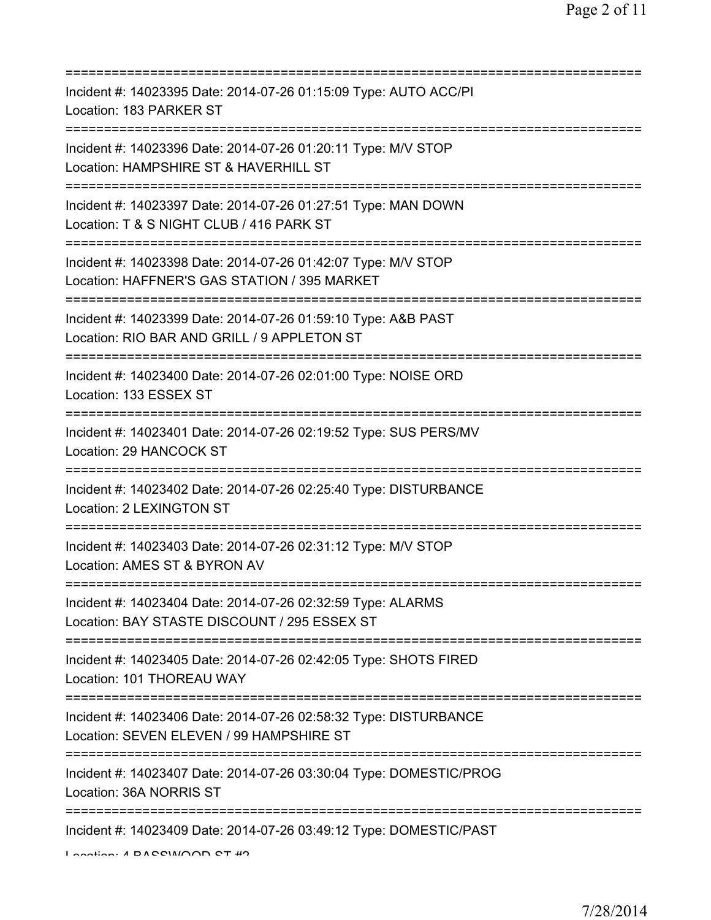===========================================================================
Incident #: 14023395 Date: 2014-07-26 01:15:09 Type: AUTO ACC/PI
Location: 183 PARKER ST
===========================================================================
Incident #: 14023396 Date: 2014-07-26 01:20:11 Type: M/V STOP
Location: HAMPSHIRE ST & HAVERHILL ST
===========================================================================
Incident #: 14023397 Date: 2014-07-26 01:27:51 Type: MAN DOWN
Location: T & S NIGHT CLUB / 416 PARK ST
===========================================================================
Incident #: 14023398 Date: 2014-07-26 01:42:07 Type: M/V STOP
Location: HAFFNER'S GAS STATION / 395 MARKET
===========================================================================
Incident #: 14023399 Date: 2014-07-26 01:59:10 Type: A&B PAST
Location: RIO BAR AND GRILL / 9 APPLETON ST
===========================================================================
Incident #: 14023400 Date: 2014-07-26 02:01:00 Type: NOISE ORD
Location: 133 ESSEX ST
===========================================================================
Incident #: 14023401 Date: 2014-07-26 02:19:52 Type: SUS PERS/MV
Location: 29 HANCOCK ST
===========================================================================
Incident #: 14023402 Date: 2014-07-26 02:25:40 Type: DISTURBANCE
Location: 2 LEXINGTON ST
===========================================================================
Incident #: 14023403 Date: 2014-07-26 02:31:12 Type: M/V STOP
Location: AMES ST & BYRON AV
===========================================================================
Incident #: 14023404 Date: 2014-07-26 02:32:59 Type: ALARMS
Location: BAY STASTE DISCOUNT / 295 ESSEX ST
===========================================================================
Incident #: 14023405 Date: 2014-07-26 02:42:05 Type: SHOTS FIRED
Location: 101 THOREAU WAY
===========================================================================
Incident #: 14023406 Date: 2014-07-26 02:58:32 Type: DISTURBANCE
Location: SEVEN ELEVEN / 99 HAMPSHIRE ST
===========================================================================
Incident #: 14023407 Date: 2014-07-26 03:30:04 Type: DOMESTIC/PROG
Location: 36A NORRIS ST
===========================================================================
Incident #: 14023409 Date: 2014-07-26 03:49:12 Type: DOMESTIC/PAST
Location: 4 BASSWOOD ST #2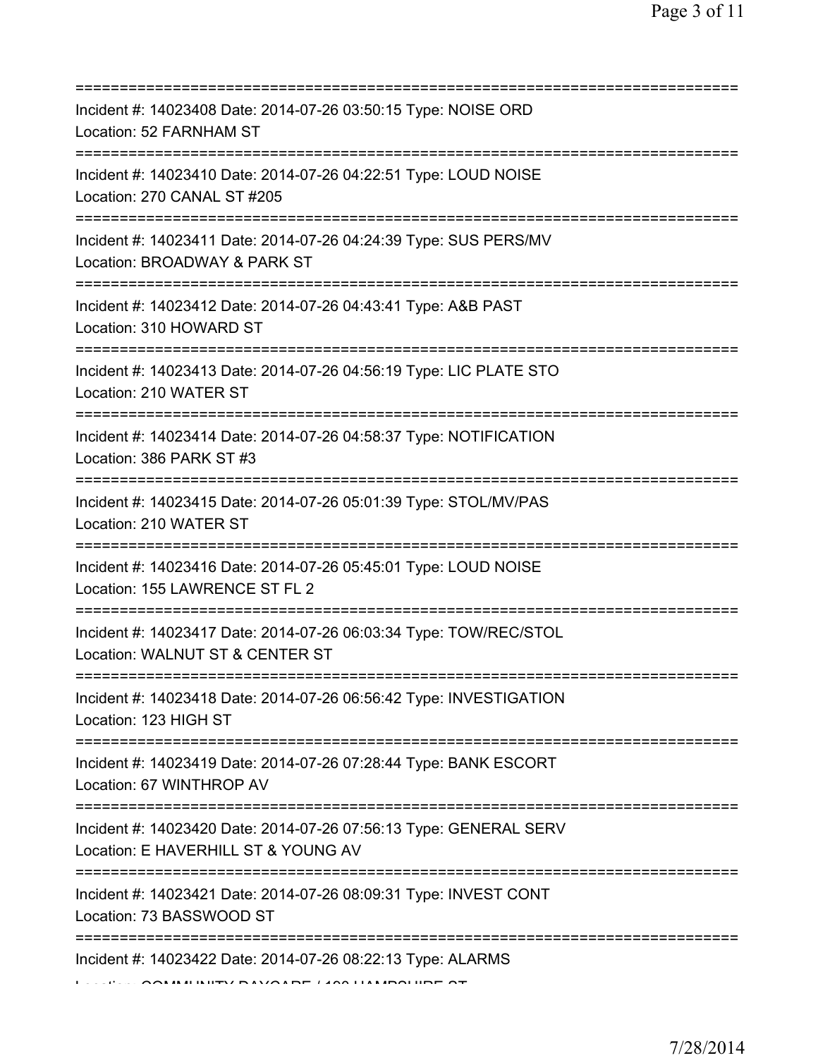===========================================================================
Incident #: 14023408 Date: 2014-07-26 03:50:15 Type: NOISE ORD
Location: 52 FARNHAM ST
===========================================================================
Incident #: 14023410 Date: 2014-07-26 04:22:51 Type: LOUD NOISE
Location: 270 CANAL ST #205
===========================================================================
Incident #: 14023411 Date: 2014-07-26 04:24:39 Type: SUS PERS/MV
Location: BROADWAY & PARK ST
===========================================================================
Incident #: 14023412 Date: 2014-07-26 04:43:41 Type: A&B PAST
Location: 310 HOWARD ST
===========================================================================
Incident #: 14023413 Date: 2014-07-26 04:56:19 Type: LIC PLATE STO
Location: 210 WATER ST
===========================================================================
Incident #: 14023414 Date: 2014-07-26 04:58:37 Type: NOTIFICATION
Location: 386 PARK ST #3
===========================================================================
Incident #: 14023415 Date: 2014-07-26 05:01:39 Type: STOL/MV/PAS
Location: 210 WATER ST
===========================================================================
Incident #: 14023416 Date: 2014-07-26 05:45:01 Type: LOUD NOISE
Location: 155 LAWRENCE ST FL 2
===========================================================================
Incident #: 14023417 Date: 2014-07-26 06:03:34 Type: TOW/REC/STOL
Location: WALNUT ST & CENTER ST
===========================================================================
Incident #: 14023418 Date: 2014-07-26 06:56:42 Type: INVESTIGATION
Location: 123 HIGH ST
===========================================================================
Incident #: 14023419 Date: 2014-07-26 07:28:44 Type: BANK ESCORT
Location: 67 WINTHROP AV
===========================================================================
Incident #: 14023420 Date: 2014-07-26 07:56:13 Type: GENERAL SERV
Location: E HAVERHILL ST & YOUNG AV
===========================================================================
Incident #: 14023421 Date: 2014-07-26 08:09:31 Type: INVEST CONT
Location: 73 BASSWOOD ST
===========================================================================
Incident #: 14023422 Date: 2014-07-26 08:22:13 Type: ALARMS
Location: COMMUNITY DAYCARE / 190 HAMPSHIRE ST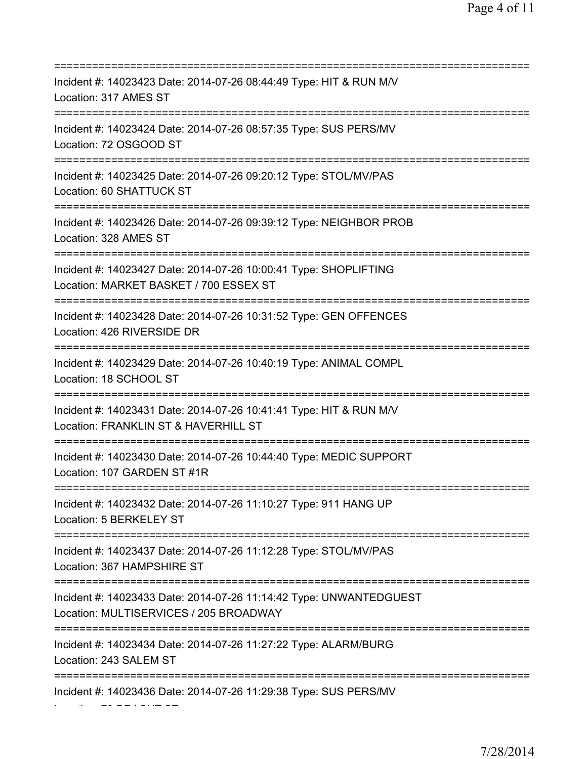===========================================================================
Incident #: 14023423 Date: 2014-07-26 08:44:49 Type: HIT & RUN M/V
Location: 317 AMES ST
===========================================================================
Incident #: 14023424 Date: 2014-07-26 08:57:35 Type: SUS PERS/MV
Location: 72 OSGOOD ST
===========================================================================
Incident #: 14023425 Date: 2014-07-26 09:20:12 Type: STOL/MV/PAS
Location: 60 SHATTUCK ST
===========================================================================
Incident #: 14023426 Date: 2014-07-26 09:39:12 Type: NEIGHBOR PROB
Location: 328 AMES ST
===========================================================================
Incident #: 14023427 Date: 2014-07-26 10:00:41 Type: SHOPLIFTING
Location: MARKET BASKET / 700 ESSEX ST
===========================================================================
Incident #: 14023428 Date: 2014-07-26 10:31:52 Type: GEN OFFENCES
Location: 426 RIVERSIDE DR
===========================================================================
Incident #: 14023429 Date: 2014-07-26 10:40:19 Type: ANIMAL COMPL
Location: 18 SCHOOL ST
===========================================================================
Incident #: 14023431 Date: 2014-07-26 10:41:41 Type: HIT & RUN M/V
Location: FRANKLIN ST & HAVERHILL ST
===========================================================================
Incident #: 14023430 Date: 2014-07-26 10:44:40 Type: MEDIC SUPPORT
Location: 107 GARDEN ST #1R
===========================================================================
Incident #: 14023432 Date: 2014-07-26 11:10:27 Type: 911 HANG UP
Location: 5 BERKELEY ST
===========================================================================
Incident #: 14023437 Date: 2014-07-26 11:12:28 Type: STOL/MV/PAS
Location: 367 HAMPSHIRE ST
===========================================================================
Incident #: 14023433 Date: 2014-07-26 11:14:42 Type: UNWANTEDGUEST
Location: MULTISERVICES / 205 BROADWAY
===========================================================================
Incident #: 14023434 Date: 2014-07-26 11:27:22 Type: ALARM/BURG
Location: 243 SALEM ST
===========================================================================
Incident #: 14023436 Date: 2014-07-26 11:29:38 Type: SUS PERS/MV
Location: 70 DRACUT ST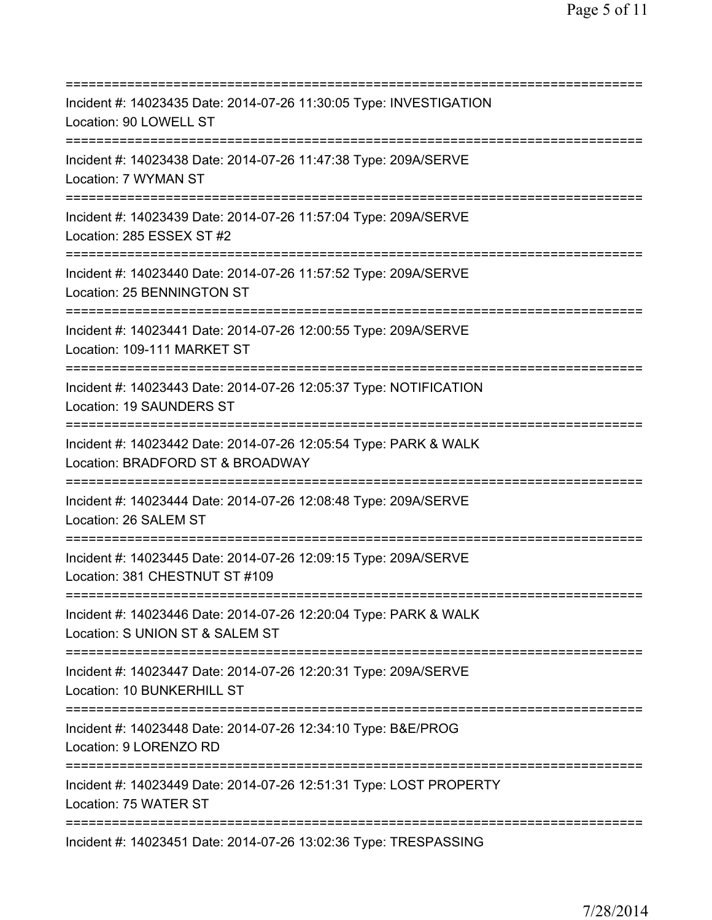===========================================================================
Incident #: 14023435 Date: 2014-07-26 11:30:05 Type: INVESTIGATION
Location: 90 LOWELL ST
===========================================================================
Incident #: 14023438 Date: 2014-07-26 11:47:38 Type: 209A/SERVE
Location: 7 WYMAN ST
===========================================================================
Incident #: 14023439 Date: 2014-07-26 11:57:04 Type: 209A/SERVE
Location: 285 ESSEX ST #2
===========================================================================
Incident #: 14023440 Date: 2014-07-26 11:57:52 Type: 209A/SERVE
Location: 25 BENNINGTON ST
===========================================================================
Incident #: 14023441 Date: 2014-07-26 12:00:55 Type: 209A/SERVE
Location: 109-111 MARKET ST
===========================================================================
Incident #: 14023443 Date: 2014-07-26 12:05:37 Type: NOTIFICATION
Location: 19 SAUNDERS ST
===========================================================================
Incident #: 14023442 Date: 2014-07-26 12:05:54 Type: PARK & WALK
Location: BRADFORD ST & BROADWAY
===========================================================================
Incident #: 14023444 Date: 2014-07-26 12:08:48 Type: 209A/SERVE
Location: 26 SALEM ST
===========================================================================
Incident #: 14023445 Date: 2014-07-26 12:09:15 Type: 209A/SERVE
Location: 381 CHESTNUT ST #109
===========================================================================
Incident #: 14023446 Date: 2014-07-26 12:20:04 Type: PARK & WALK
Location: S UNION ST & SALEM ST
===========================================================================
Incident #: 14023447 Date: 2014-07-26 12:20:31 Type: 209A/SERVE
Location: 10 BUNKERHILL ST
===========================================================================
Incident #: 14023448 Date: 2014-07-26 12:34:10 Type: B&E/PROG
Location: 9 LORENZO RD
===========================================================================
Incident #: 14023449 Date: 2014-07-26 12:51:31 Type: LOST PROPERTY
Location: 75 WATER ST
===========================================================================
Incident #: 14023451 Date: 2014-07-26 13:02:36 Type: TRESPASSING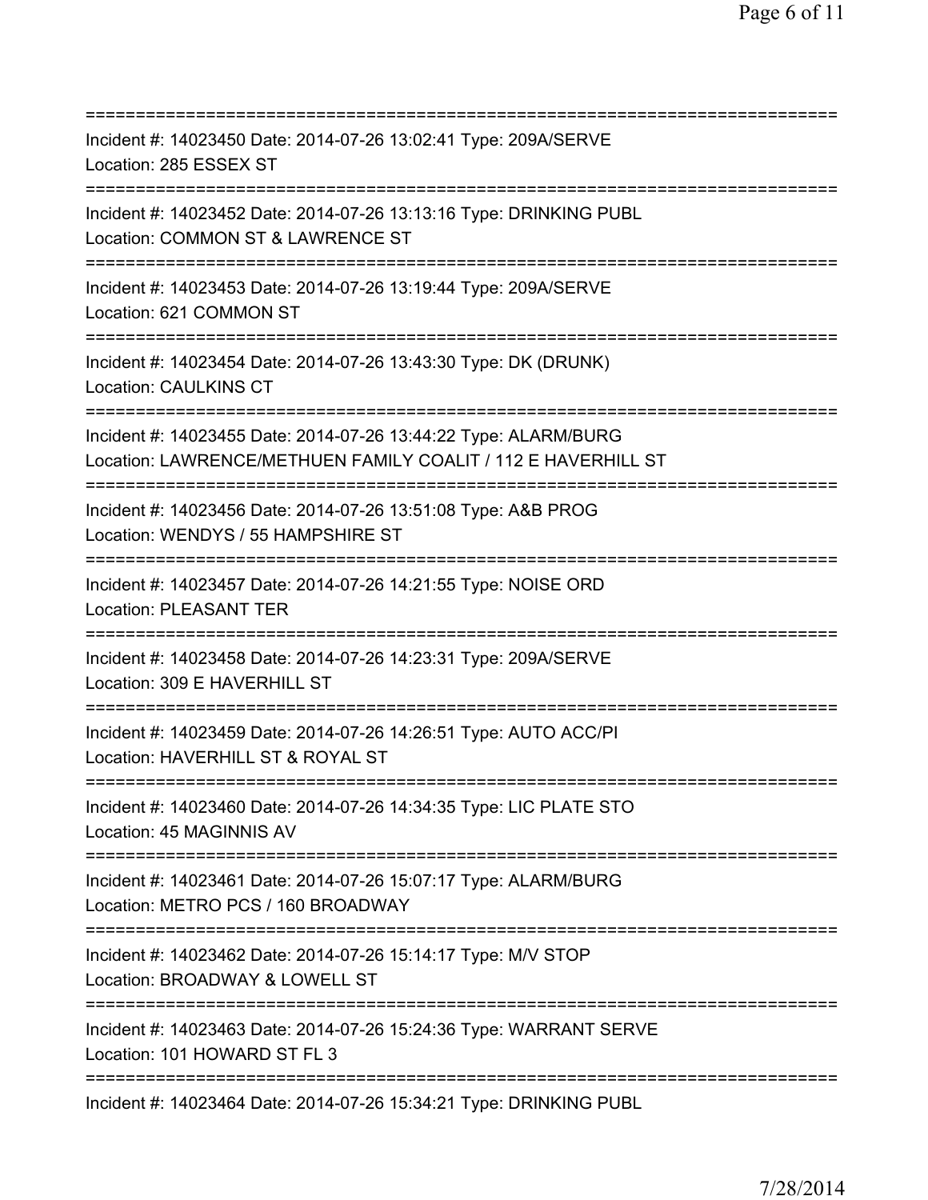===========================================================================
Incident #: 14023450 Date: 2014-07-26 13:02:41 Type: 209A/SERVE
Location: 285 ESSEX ST
===========================================================================
Incident #: 14023452 Date: 2014-07-26 13:13:16 Type: DRINKING PUBL
Location: COMMON ST & LAWRENCE ST
===========================================================================
Incident #: 14023453 Date: 2014-07-26 13:19:44 Type: 209A/SERVE
Location: 621 COMMON ST
===========================================================================
Incident #: 14023454 Date: 2014-07-26 13:43:30 Type: DK (DRUNK)
Location: CAULKINS CT
===========================================================================
Incident #: 14023455 Date: 2014-07-26 13:44:22 Type: ALARM/BURG
Location: LAWRENCE/METHUEN FAMILY COALIT / 112 E HAVERHILL ST
===========================================================================
Incident #: 14023456 Date: 2014-07-26 13:51:08 Type: A&B PROG
Location: WENDYS / 55 HAMPSHIRE ST
===========================================================================
Incident #: 14023457 Date: 2014-07-26 14:21:55 Type: NOISE ORD
Location: PLEASANT TER
===========================================================================
Incident #: 14023458 Date: 2014-07-26 14:23:31 Type: 209A/SERVE
Location: 309 E HAVERHILL ST
===========================================================================
Incident #: 14023459 Date: 2014-07-26 14:26:51 Type: AUTO ACC/PI
Location: HAVERHILL ST & ROYAL ST
===========================================================================
Incident #: 14023460 Date: 2014-07-26 14:34:35 Type: LIC PLATE STO
Location: 45 MAGINNIS AV
===========================================================================
Incident #: 14023461 Date: 2014-07-26 15:07:17 Type: ALARM/BURG
Location: METRO PCS / 160 BROADWAY
===========================================================================
Incident #: 14023462 Date: 2014-07-26 15:14:17 Type: M/V STOP
Location: BROADWAY & LOWELL ST
===========================================================================
Incident #: 14023463 Date: 2014-07-26 15:24:36 Type: WARRANT SERVE
Location: 101 HOWARD ST FL 3
===========================================================================
Incident #: 14023464 Date: 2014-07-26 15:34:21 Type: DRINKING PUBL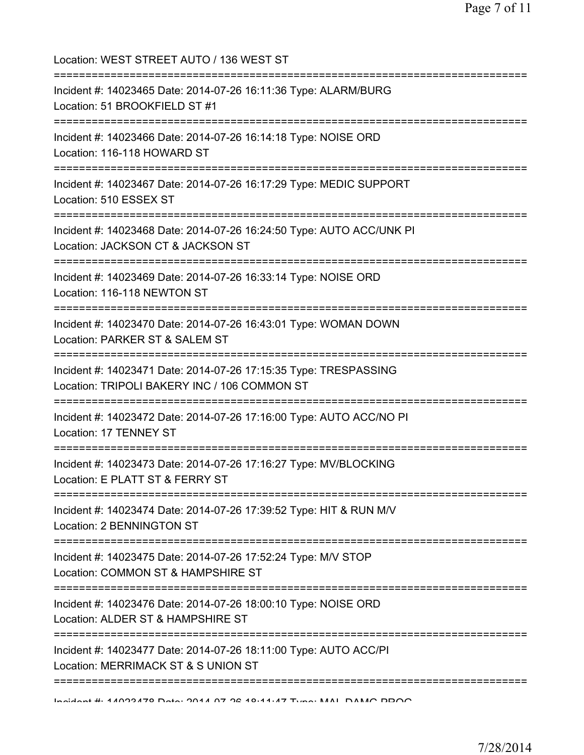Location: WEST STREET AUTO / 136 WEST ST

===========================================================================

Incident #: 14023465 Date: 2014-07-26 16:11:36 Type: ALARM/BURG
Location: 51 BROOKFIELD ST #1

===========================================================================

Incident #: 14023466 Date: 2014-07-26 16:14:18 Type: NOISE ORD
Location: 116-118 HOWARD ST

===========================================================================

Incident #: 14023467 Date: 2014-07-26 16:17:29 Type: MEDIC SUPPORT
Location: 510 ESSEX ST

===========================================================================

Incident #: 14023468 Date: 2014-07-26 16:24:50 Type: AUTO ACC/UNK PI
Location: JACKSON CT & JACKSON ST

===========================================================================

Incident #: 14023469 Date: 2014-07-26 16:33:14 Type: NOISE ORD
Location: 116-118 NEWTON ST

===========================================================================

Incident #: 14023470 Date: 2014-07-26 16:43:01 Type: WOMAN DOWN
Location: PARKER ST & SALEM ST

===========================================================================

Incident #: 14023471 Date: 2014-07-26 17:15:35 Type: TRESPASSING
Location: TRIPOLI BAKERY INC / 106 COMMON ST

===========================================================================

Incident #: 14023472 Date: 2014-07-26 17:16:00 Type: AUTO ACC/NO PI
Location: 17 TENNEY ST

===========================================================================

Incident #: 14023473 Date: 2014-07-26 17:16:27 Type: MV/BLOCKING
Location: E PLATT ST & FERRY ST

===========================================================================

Incident #: 14023474 Date: 2014-07-26 17:39:52 Type: HIT & RUN M/V
Location: 2 BENNINGTON ST

===========================================================================

Incident #: 14023475 Date: 2014-07-26 17:52:24 Type: M/V STOP
Location: COMMON ST & HAMPSHIRE ST

===========================================================================

Incident #: 14023476 Date: 2014-07-26 18:00:10 Type: NOISE ORD
Location: ALDER ST & HAMPSHIRE ST

===========================================================================

Incident #: 14023477 Date: 2014-07-26 18:11:00 Type: AUTO ACC/PI
Location: MERRIMACK ST & S UNION ST

===========================================================================

Incident #: 14023478 Date: 2014-07-26 18:11:47 Type: MAL DAMG PROG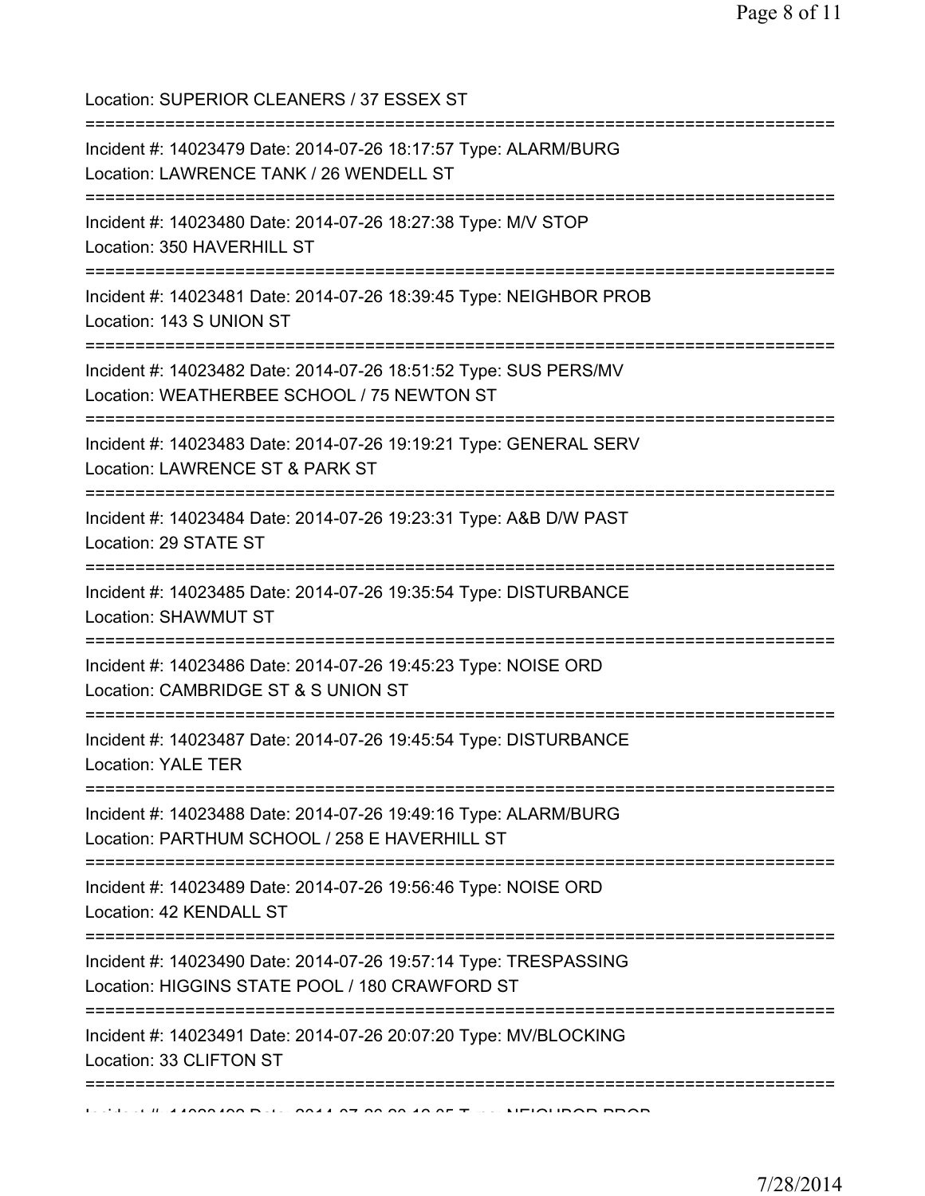Location: SUPERIOR CLEANERS / 37 ESSEX ST

===========================================================================

Incident #: 14023479 Date: 2014-07-26 18:17:57 Type: ALARM/BURG
Location: LAWRENCE TANK / 26 WENDELL ST

===========================================================================

Incident #: 14023480 Date: 2014-07-26 18:27:38 Type: M/V STOP
Location: 350 HAVERHILL ST

===========================================================================

Incident #: 14023481 Date: 2014-07-26 18:39:45 Type: NEIGHBOR PROB
Location: 143 S UNION ST

===========================================================================

Incident #: 14023482 Date: 2014-07-26 18:51:52 Type: SUS PERS/MV
Location: WEATHERBEE SCHOOL / 75 NEWTON ST

===========================================================================

Incident #: 14023483 Date: 2014-07-26 19:19:21 Type: GENERAL SERV
Location: LAWRENCE ST & PARK ST

===========================================================================

Incident #: 14023484 Date: 2014-07-26 19:23:31 Type: A&B D/W PAST
Location: 29 STATE ST

===========================================================================

Incident #: 14023485 Date: 2014-07-26 19:35:54 Type: DISTURBANCE
Location: SHAWMUT ST

===========================================================================

Incident #: 14023486 Date: 2014-07-26 19:45:23 Type: NOISE ORD
Location: CAMBRIDGE ST & S UNION ST

===========================================================================

Incident #: 14023487 Date: 2014-07-26 19:45:54 Type: DISTURBANCE
Location: YALE TER

===========================================================================

Incident #: 14023488 Date: 2014-07-26 19:49:16 Type: ALARM/BURG
Location: PARTHUM SCHOOL / 258 E HAVERHILL ST

===========================================================================

Incident #: 14023489 Date: 2014-07-26 19:56:46 Type: NOISE ORD
Location: 42 KENDALL ST

===========================================================================

Incident #: 14023490 Date: 2014-07-26 19:57:14 Type: TRESPASSING
Location: HIGGINS STATE POOL / 180 CRAWFORD ST

===========================================================================

Incident #: 14023491 Date: 2014-07-26 20:07:20 Type: MV/BLOCKING
Location: 33 CLIFTON ST

===========================================================================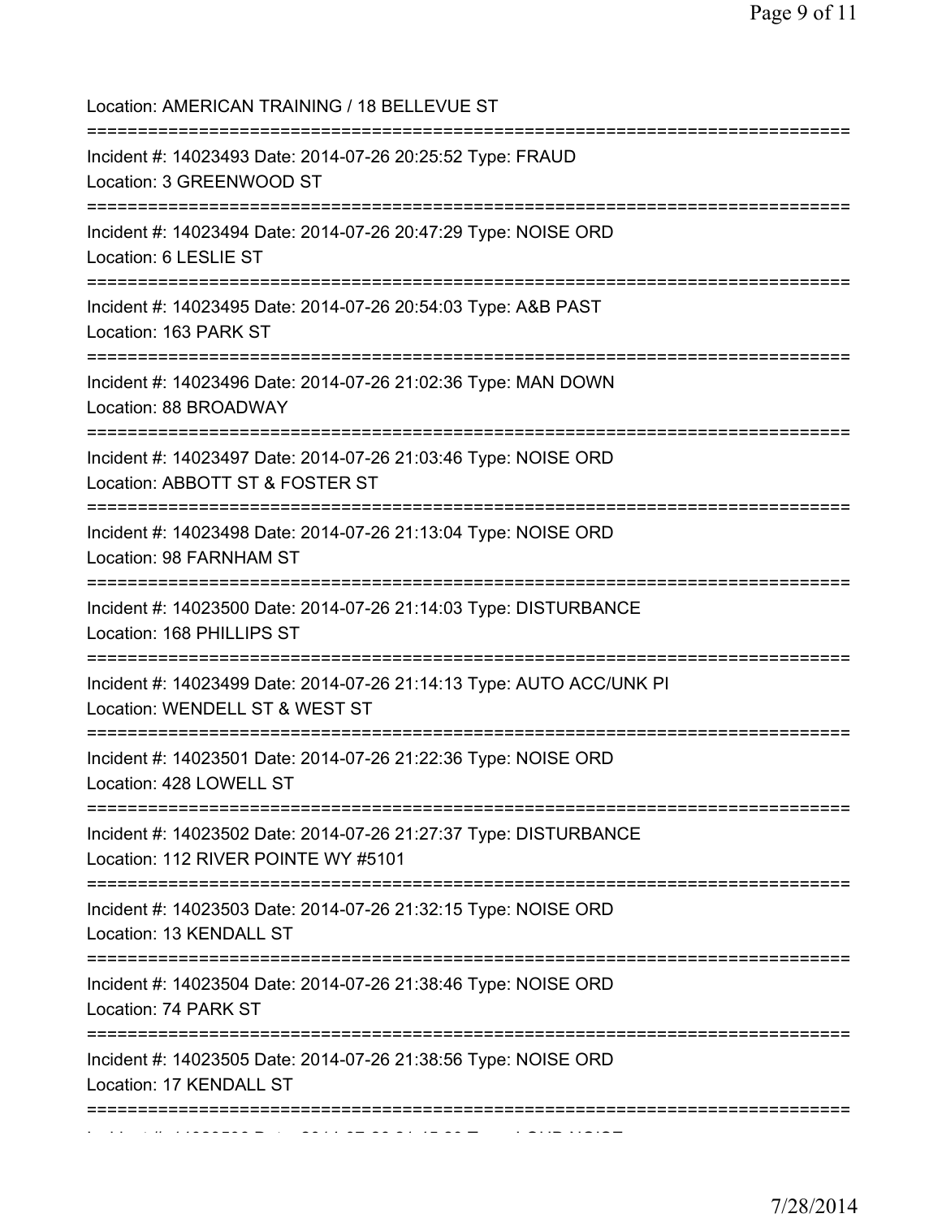Location: AMERICAN TRAINING / 18 BELLEVUE ST

===========================================================================

Incident #: 14023493 Date: 2014-07-26 20:25:52 Type: FRAUD
Location: 3 GREENWOOD ST

===========================================================================

Incident #: 14023494 Date: 2014-07-26 20:47:29 Type: NOISE ORD
Location: 6 LESLIE ST

===========================================================================

Incident #: 14023495 Date: 2014-07-26 20:54:03 Type: A&B PAST
Location: 163 PARK ST

===========================================================================

Incident #: 14023496 Date: 2014-07-26 21:02:36 Type: MAN DOWN
Location: 88 BROADWAY

===========================================================================

Incident #: 14023497 Date: 2014-07-26 21:03:46 Type: NOISE ORD
Location: ABBOTT ST & FOSTER ST

===========================================================================

Incident #: 14023498 Date: 2014-07-26 21:13:04 Type: NOISE ORD
Location: 98 FARNHAM ST

===========================================================================

Incident #: 14023500 Date: 2014-07-26 21:14:03 Type: DISTURBANCE
Location: 168 PHILLIPS ST

===========================================================================

Incident #: 14023499 Date: 2014-07-26 21:14:13 Type: AUTO ACC/UNK PI
Location: WENDELL ST & WEST ST

===========================================================================

Incident #: 14023501 Date: 2014-07-26 21:22:36 Type: NOISE ORD
Location: 428 LOWELL ST

===========================================================================

Incident #: 14023502 Date: 2014-07-26 21:27:37 Type: DISTURBANCE
Location: 112 RIVER POINTE WY #5101

===========================================================================

Incident #: 14023503 Date: 2014-07-26 21:32:15 Type: NOISE ORD
Location: 13 KENDALL ST

===========================================================================

Incident #: 14023504 Date: 2014-07-26 21:38:46 Type: NOISE ORD
Location: 74 PARK ST

===========================================================================

Incident #: 14023505 Date: 2014-07-26 21:38:56 Type: NOISE ORD
Location: 17 KENDALL ST

===========================================================================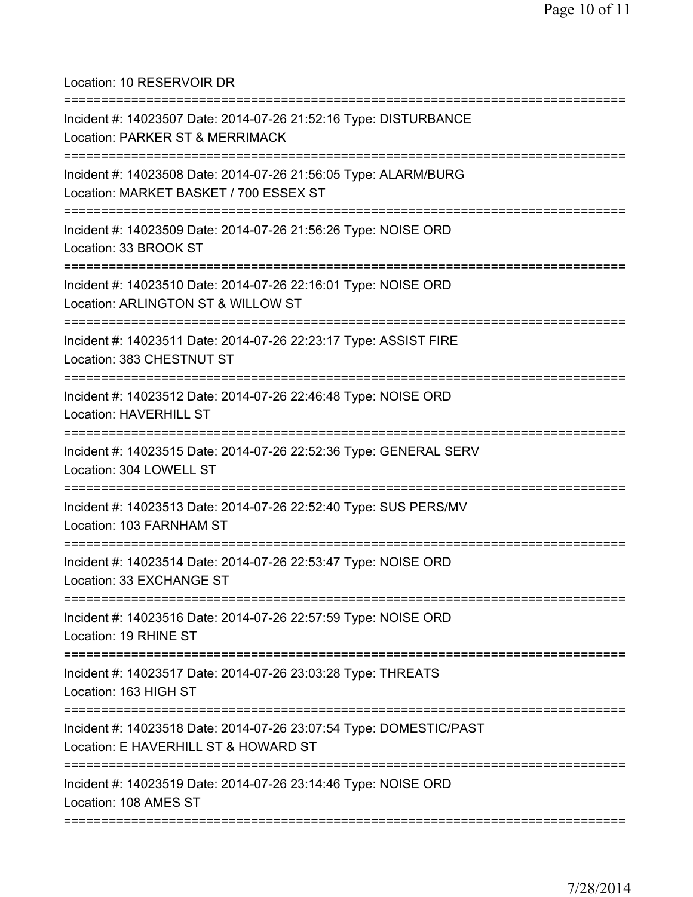Location: 10 RESERVOIR DR

===========================================================================

Incident #: 14023507 Date: 2014-07-26 21:52:16 Type: DISTURBANCE
Location: PARKER ST & MERRIMACK

===========================================================================

Incident #: 14023508 Date: 2014-07-26 21:56:05 Type: ALARM/BURG
Location: MARKET BASKET / 700 ESSEX ST

===========================================================================

Incident #: 14023509 Date: 2014-07-26 21:56:26 Type: NOISE ORD
Location: 33 BROOK ST

===========================================================================

Incident #: 14023510 Date: 2014-07-26 22:16:01 Type: NOISE ORD
Location: ARLINGTON ST & WILLOW ST

===========================================================================

Incident #: 14023511 Date: 2014-07-26 22:23:17 Type: ASSIST FIRE
Location: 383 CHESTNUT ST

===========================================================================

Incident #: 14023512 Date: 2014-07-26 22:46:48 Type: NOISE ORD
Location: HAVERHILL ST

===========================================================================

Incident #: 14023515 Date: 2014-07-26 22:52:36 Type: GENERAL SERV
Location: 304 LOWELL ST

===========================================================================

Incident #: 14023513 Date: 2014-07-26 22:52:40 Type: SUS PERS/MV
Location: 103 FARNHAM ST

===========================================================================

Incident #: 14023514 Date: 2014-07-26 22:53:47 Type: NOISE ORD
Location: 33 EXCHANGE ST

===========================================================================

Incident #: 14023516 Date: 2014-07-26 22:57:59 Type: NOISE ORD
Location: 19 RHINE ST

===========================================================================

Incident #: 14023517 Date: 2014-07-26 23:03:28 Type: THREATS
Location: 163 HIGH ST

===========================================================================

Incident #: 14023518 Date: 2014-07-26 23:07:54 Type: DOMESTIC/PAST
Location: E HAVERHILL ST & HOWARD ST

===========================================================================

Incident #: 14023519 Date: 2014-07-26 23:14:46 Type: NOISE ORD
Location: 108 AMES ST

===========================================================================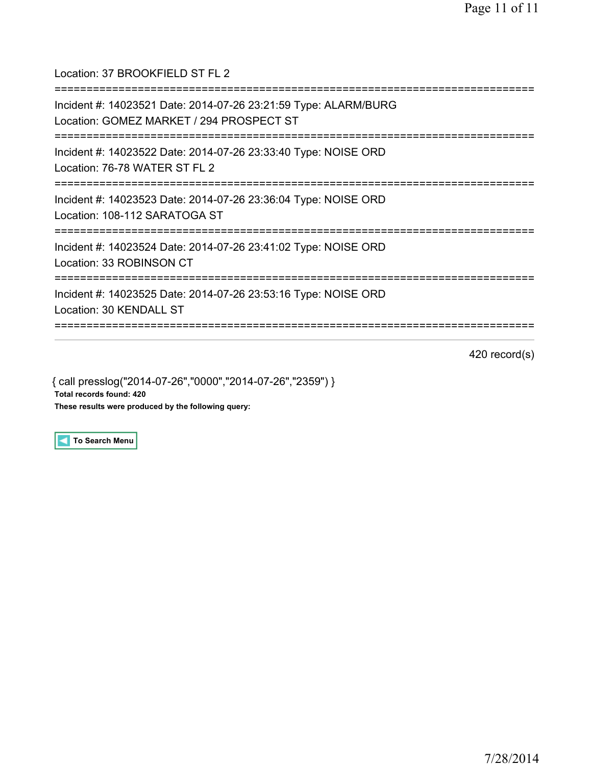Location: 37 BROOKFIELD ST FL 2

===========================================================================

Incident #: 14023521 Date: 2014-07-26 23:21:59 Type: ALARM/BURG

Location: GOMEZ MARKET / 294 PROSPECT ST

===========================================================================

Incident #: 14023522 Date: 2014-07-26 23:33:40 Type: NOISE ORD

Location: 76-78 WATER ST FL 2

===========================================================================

Incident #: 14023523 Date: 2014-07-26 23:36:04 Type: NOISE ORD

Location: 108-112 SARATOGA ST

===========================================================================

Incident #: 14023524 Date: 2014-07-26 23:41:02 Type: NOISE ORD

Location: 33 ROBINSON CT

===========================================================================

Incident #: 14023525 Date: 2014-07-26 23:53:16 Type: NOISE ORD

Location: 30 KENDALL ST

===========================================================================

420 record(s)

{ call presslog("2014-07-26","0000","2014-07-26","2359") }

**Total records found: 420**

**These results were produced by the following query:**

To Search Menu